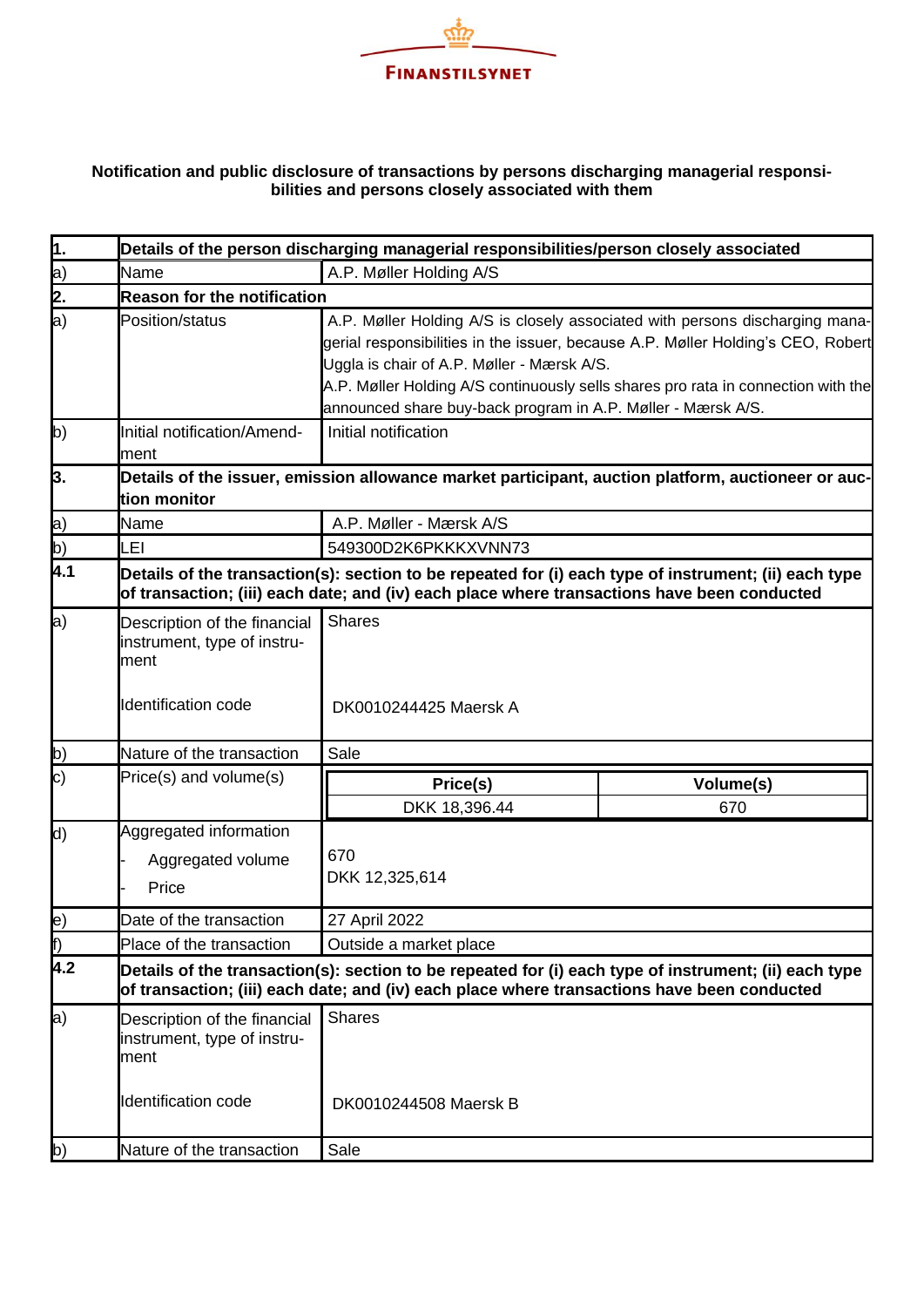FINANSTILSYNET

**Notification and public disclosure of transactions by persons discharging managerial responsibilities and persons closely associated with them**

| **1.** | **Details of the person discharging managerial responsibilities/person closely associated** | |
|---|---|---|
| a) | Name | A.P. Møller Holding A/S |
| **2.** | **Reason for the notification** | |
| a) | Position/status | A.P. Møller Holding A/S is closely associated with persons discharging managerial responsibilities in the issuer, because A.P. Møller Holding's CEO, Robert Uggla is chair of A.P. Møller - Mærsk A/S.<br>A.P. Møller Holding A/S continuously sells shares pro rata in connection with the announced share buy-back program in A.P. Møller - Mærsk A/S. |
| b) | Initial notification/Amendment | Initial notification |
| **3.** | **Details of the issuer, emission allowance market participant, auction platform, auctioneer or auction monitor** | |
| a) | Name | A.P. Møller - Mærsk A/S |
| b) | LEI | 549300D2K6PKKKXVNN73 |
| **4.1** | **Details of the transaction(s): section to be repeated for (i) each type of instrument; (ii) each type of transaction; (iii) each date; and (iv) each place where transactions have been conducted** | |
| a) | Description of the financial instrument, type of instrument<br><br>Identification code | Shares<br><br>DK0010244425 Maersk A |
| b) | Nature of the transaction | Sale |
| c) | Price(s) and volume(s) | **Price(s)**: DKK 18,396.44 — **Volume(s)**: 670 |
| d) | Aggregated information<br>- Aggregated volume<br>- Price | 670<br>DKK 12,325,614 |
| e) | Date of the transaction | 27 April 2022 |
| f) | Place of the transaction | Outside a market place |
| **4.2** | **Details of the transaction(s): section to be repeated for (i) each type of instrument; (ii) each type of transaction; (iii) each date; and (iv) each place where transactions have been conducted** | |
| a) | Description of the financial instrument, type of instrument<br><br>Identification code | Shares<br><br>DK0010244508 Maersk B |
| b) | Nature of the transaction | Sale |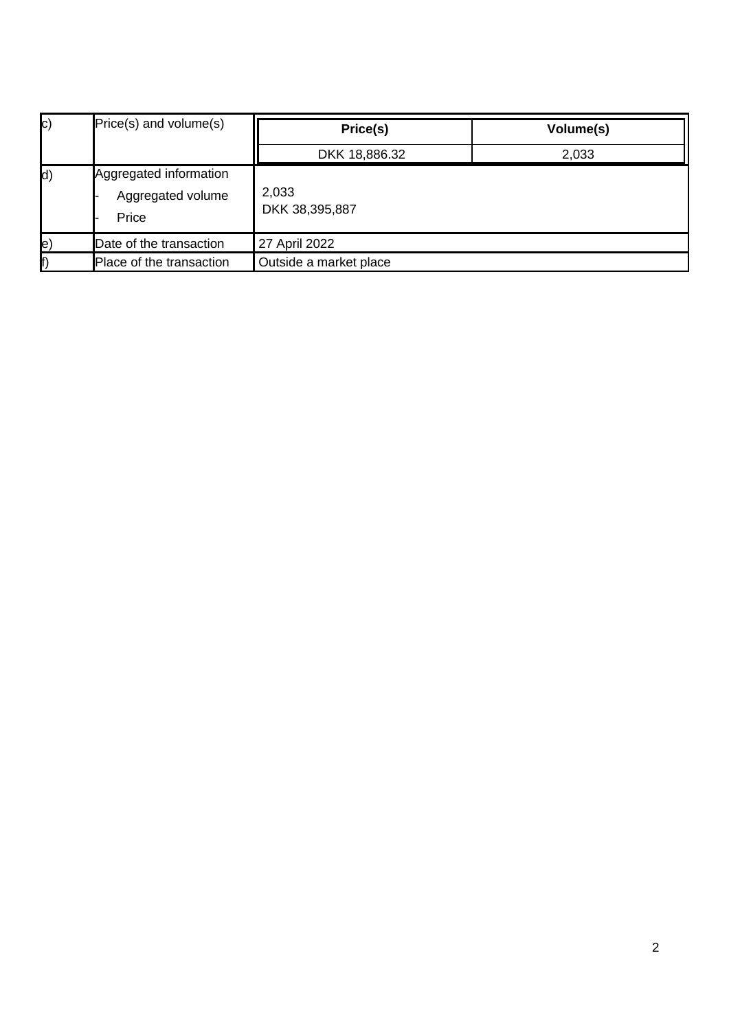| | | | |
|---|---|---|---|
| c) | Price(s) and volume(s) | **Price(s)** | **Volume(s)** |
| | | DKK 18,886.32 | 2,033 |
| d) | Aggregated information<br>- Aggregated volume<br>- Price | 2,033<br>DKK 38,395,887 | |
| e) | Date of the transaction | 27 April 2022 | |
| f) | Place of the transaction | Outside a market place | |